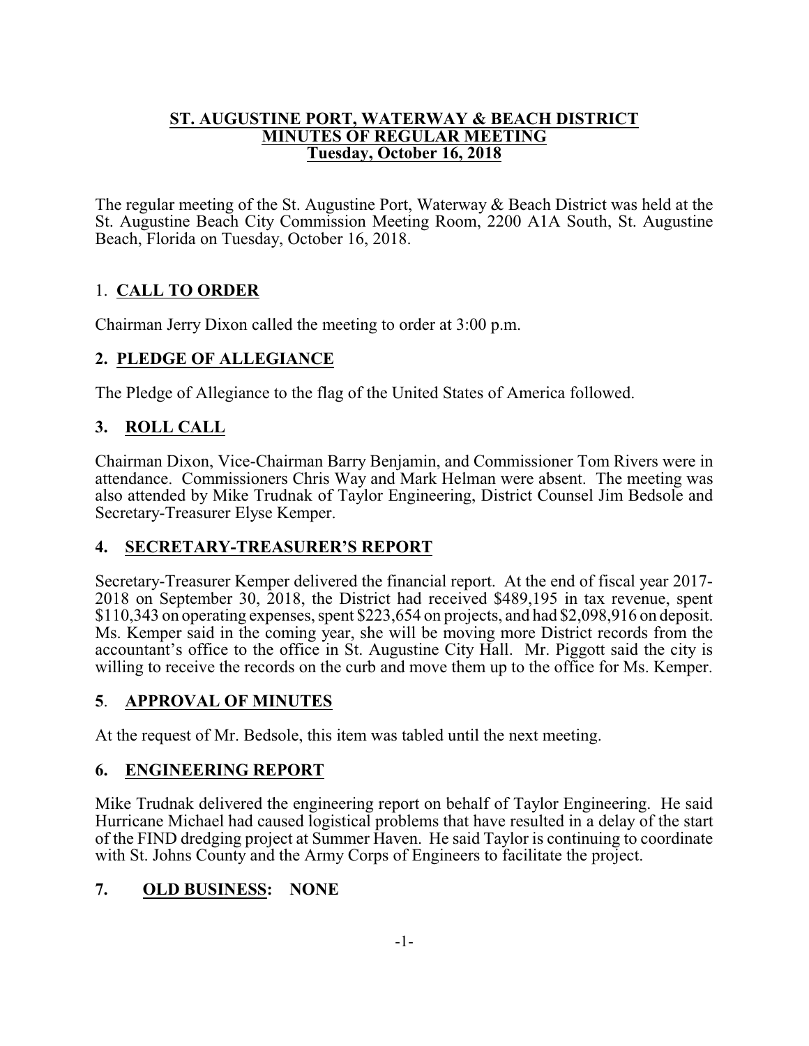# ST. AUGUSTINE PORT, WATERWAY & BEACH DISTRICT
## MINUTES OF REGULAR MEETING
## Tuesday, October 16, 2018

The regular meeting of the St. Augustine Port, Waterway & Beach District was held at the St. Augustine Beach City Commission Meeting Room, 2200 A1A South, St. Augustine Beach, Florida on Tuesday, October 16, 2018.

## 1. CALL TO ORDER

Chairman Jerry Dixon called the meeting to order at 3:00 p.m.

## 2. PLEDGE OF ALLEGIANCE

The Pledge of Allegiance to the flag of the United States of America followed.

## 3. ROLL CALL

Chairman Dixon, Vice-Chairman Barry Benjamin, and Commissioner Tom Rivers were in attendance. Commissioners Chris Way and Mark Helman were absent. The meeting was also attended by Mike Trudnak of Taylor Engineering, District Counsel Jim Bedsole and Secretary-Treasurer Elyse Kemper.

## 4. SECRETARY-TREASURER'S REPORT

Secretary-Treasurer Kemper delivered the financial report. At the end of fiscal year 2017-2018 on September 30, 2018, the District had received $489,195 in tax revenue, spent $110,343 on operating expenses, spent $223,654 on projects, and had $2,098,916 on deposit. Ms. Kemper said in the coming year, she will be moving more District records from the accountant's office to the office in St. Augustine City Hall. Mr. Piggott said the city is willing to receive the records on the curb and move them up to the office for Ms. Kemper.

## 5. APPROVAL OF MINUTES

At the request of Mr. Bedsole, this item was tabled until the next meeting.

## 6. ENGINEERING REPORT

Mike Trudnak delivered the engineering report on behalf of Taylor Engineering. He said Hurricane Michael had caused logistical problems that have resulted in a delay of the start of the FIND dredging project at Summer Haven. He said Taylor is continuing to coordinate with St. Johns County and the Army Corps of Engineers to facilitate the project.

## 7. OLD BUSINESS: NONE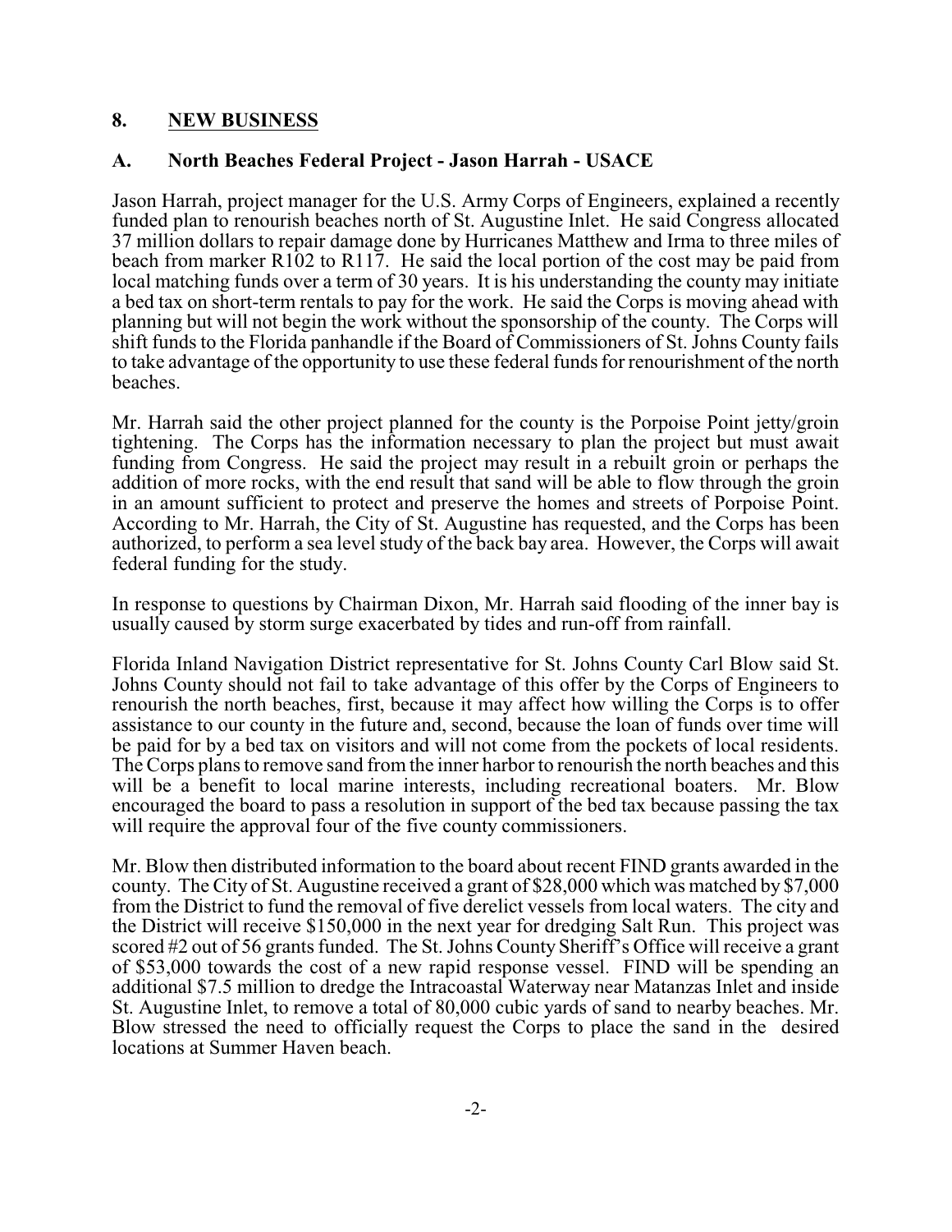## 8. NEW BUSINESS

### A. North Beaches Federal Project - Jason Harrah - USACE

Jason Harrah, project manager for the U.S. Army Corps of Engineers, explained a recently funded plan to renourish beaches north of St. Augustine Inlet. He said Congress allocated 37 million dollars to repair damage done by Hurricanes Matthew and Irma to three miles of beach from marker R102 to R117. He said the local portion of the cost may be paid from local matching funds over a term of 30 years. It is his understanding the county may initiate a bed tax on short-term rentals to pay for the work. He said the Corps is moving ahead with planning but will not begin the work without the sponsorship of the county. The Corps will shift funds to the Florida panhandle if the Board of Commissioners of St. Johns County fails to take advantage of the opportunity to use these federal funds for renourishment of the north beaches.

Mr. Harrah said the other project planned for the county is the Porpoise Point jetty/groin tightening. The Corps has the information necessary to plan the project but must await funding from Congress. He said the project may result in a rebuilt groin or perhaps the addition of more rocks, with the end result that sand will be able to flow through the groin in an amount sufficient to protect and preserve the homes and streets of Porpoise Point. According to Mr. Harrah, the City of St. Augustine has requested, and the Corps has been authorized, to perform a sea level study of the back bay area. However, the Corps will await federal funding for the study.

In response to questions by Chairman Dixon, Mr. Harrah said flooding of the inner bay is usually caused by storm surge exacerbated by tides and run-off from rainfall.

Florida Inland Navigation District representative for St. Johns County Carl Blow said St. Johns County should not fail to take advantage of this offer by the Corps of Engineers to renourish the north beaches, first, because it may affect how willing the Corps is to offer assistance to our county in the future and, second, because the loan of funds over time will be paid for by a bed tax on visitors and will not come from the pockets of local residents. The Corps plans to remove sand from the inner harbor to renourish the north beaches and this will be a benefit to local marine interests, including recreational boaters. Mr. Blow encouraged the board to pass a resolution in support of the bed tax because passing the tax will require the approval four of the five county commissioners.

Mr. Blow then distributed information to the board about recent FIND grants awarded in the county. The City of St. Augustine received a grant of $28,000 which was matched by $7,000 from the District to fund the removal of five derelict vessels from local waters. The city and the District will receive $150,000 in the next year for dredging Salt Run. This project was scored #2 out of 56 grants funded. The St. Johns County Sheriff's Office will receive a grant of $53,000 towards the cost of a new rapid response vessel. FIND will be spending an additional $7.5 million to dredge the Intracoastal Waterway near Matanzas Inlet and inside St. Augustine Inlet, to remove a total of 80,000 cubic yards of sand to nearby beaches. Mr. Blow stressed the need to officially request the Corps to place the sand in the desired locations at Summer Haven beach.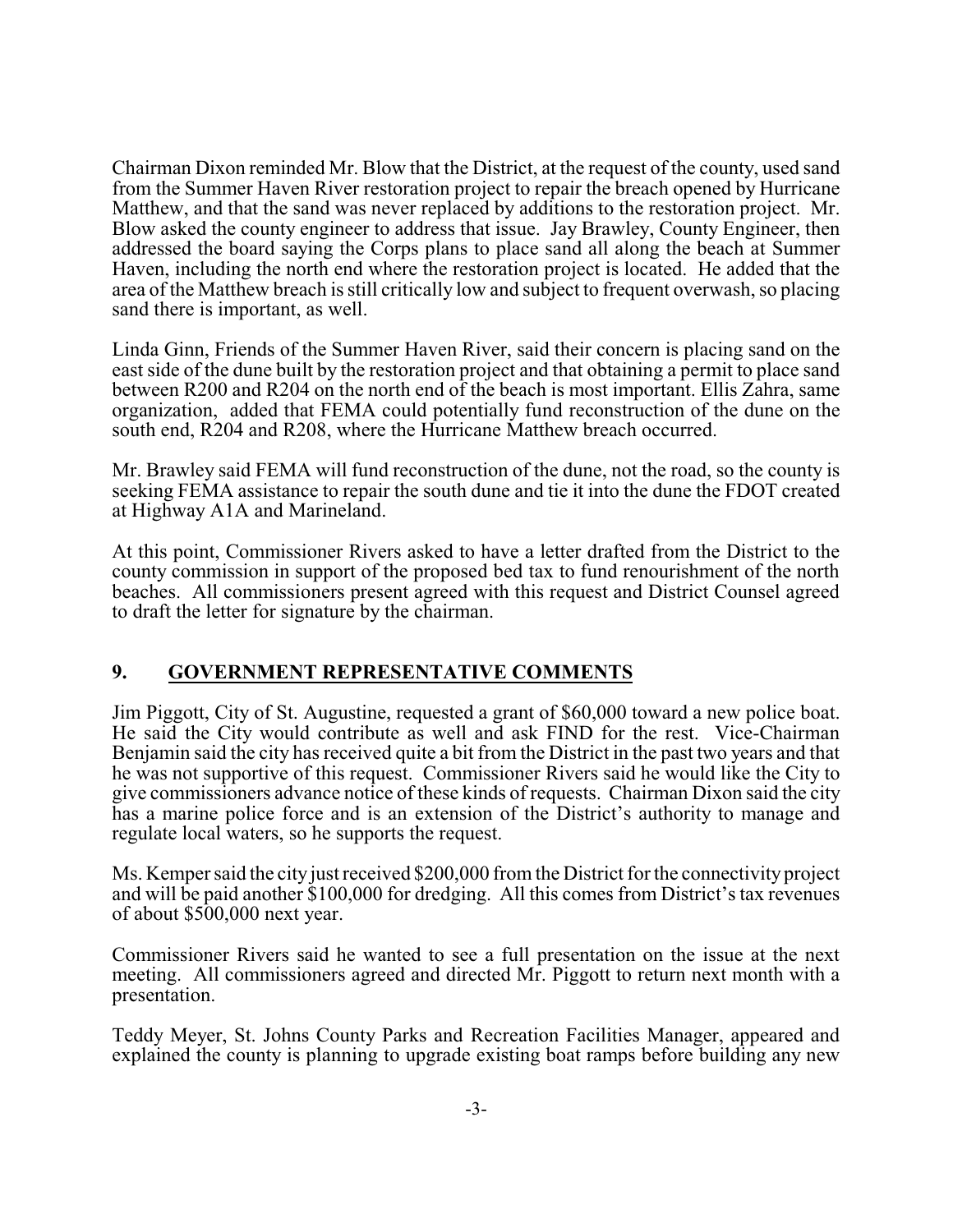Chairman Dixon reminded Mr. Blow that the District, at the request of the county, used sand from the Summer Haven River restoration project to repair the breach opened by Hurricane Matthew, and that the sand was never replaced by additions to the restoration project. Mr. Blow asked the county engineer to address that issue. Jay Brawley, County Engineer, then addressed the board saying the Corps plans to place sand all along the beach at Summer Haven, including the north end where the restoration project is located. He added that the area of the Matthew breach is still critically low and subject to frequent overwash, so placing sand there is important, as well.

Linda Ginn, Friends of the Summer Haven River, said their concern is placing sand on the east side of the dune built by the restoration project and that obtaining a permit to place sand between R200 and R204 on the north end of the beach is most important. Ellis Zahra, same organization, added that FEMA could potentially fund reconstruction of the dune on the south end, R204 and R208, where the Hurricane Matthew breach occurred.

Mr. Brawley said FEMA will fund reconstruction of the dune, not the road, so the county is seeking FEMA assistance to repair the south dune and tie it into the dune the FDOT created at Highway A1A and Marineland.

At this point, Commissioner Rivers asked to have a letter drafted from the District to the county commission in support of the proposed bed tax to fund renourishment of the north beaches. All commissioners present agreed with this request and District Counsel agreed to draft the letter for signature by the chairman.

## 9. GOVERNMENT REPRESENTATIVE COMMENTS

Jim Piggott, City of St. Augustine, requested a grant of $60,000 toward a new police boat. He said the City would contribute as well and ask FIND for the rest. Vice-Chairman Benjamin said the city has received quite a bit from the District in the past two years and that he was not supportive of this request. Commissioner Rivers said he would like the City to give commissioners advance notice of these kinds of requests. Chairman Dixon said the city has a marine police force and is an extension of the District's authority to manage and regulate local waters, so he supports the request.

Ms. Kemper said the city just received $200,000 from the District for the connectivity project and will be paid another $100,000 for dredging. All this comes from District's tax revenues of about $500,000 next year.

Commissioner Rivers said he wanted to see a full presentation on the issue at the next meeting. All commissioners agreed and directed Mr. Piggott to return next month with a presentation.

Teddy Meyer, St. Johns County Parks and Recreation Facilities Manager, appeared and explained the county is planning to upgrade existing boat ramps before building any new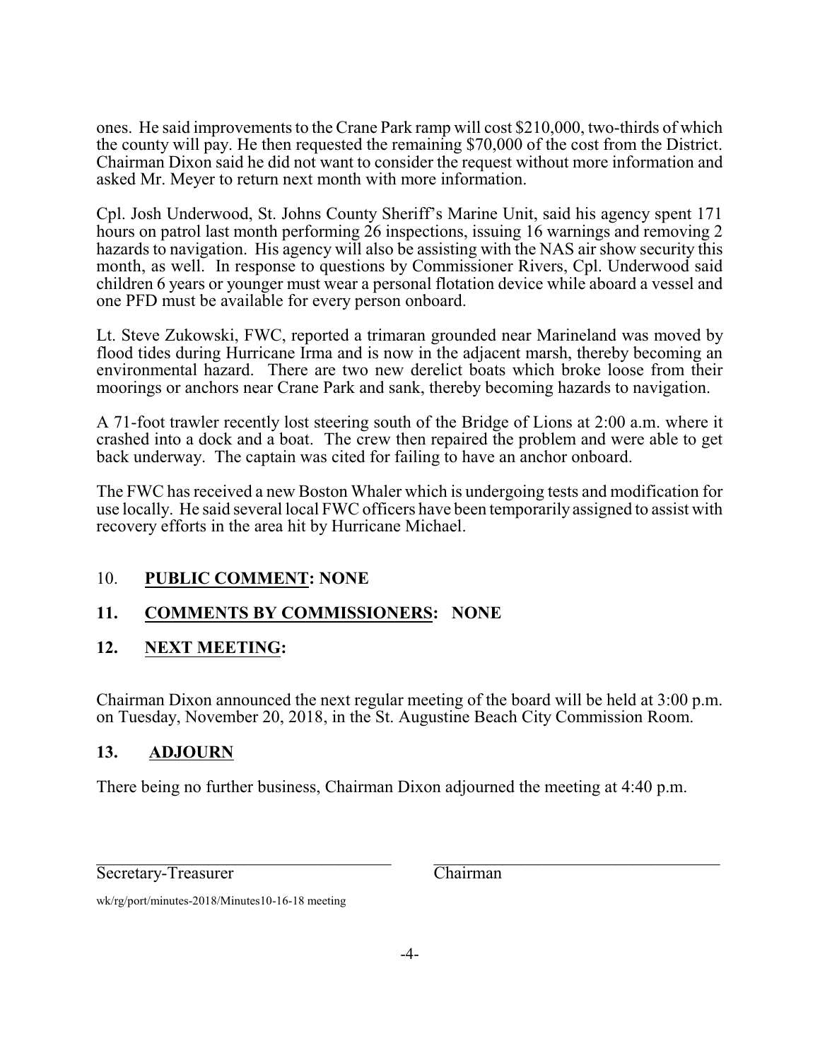ones. He said improvements to the Crane Park ramp will cost $210,000, two-thirds of which the county will pay. He then requested the remaining $70,000 of the cost from the District. Chairman Dixon said he did not want to consider the request without more information and asked Mr. Meyer to return next month with more information.

Cpl. Josh Underwood, St. Johns County Sheriff's Marine Unit, said his agency spent 171 hours on patrol last month performing 26 inspections, issuing 16 warnings and removing 2 hazards to navigation. His agency will also be assisting with the NAS air show security this month, as well. In response to questions by Commissioner Rivers, Cpl. Underwood said children 6 years or younger must wear a personal flotation device while aboard a vessel and one PFD must be available for every person onboard.

Lt. Steve Zukowski, FWC, reported a trimaran grounded near Marineland was moved by flood tides during Hurricane Irma and is now in the adjacent marsh, thereby becoming an environmental hazard. There are two new derelict boats which broke loose from their moorings or anchors near Crane Park and sank, thereby becoming hazards to navigation.

A 71-foot trawler recently lost steering south of the Bridge of Lions at 2:00 a.m. where it crashed into a dock and a boat. The crew then repaired the problem and were able to get back underway. The captain was cited for failing to have an anchor onboard.

The FWC has received a new Boston Whaler which is undergoing tests and modification for use locally. He said several local FWC officers have been temporarily assigned to assist with recovery efforts in the area hit by Hurricane Michael.

## 10. **<u>PUBLIC COMMENT</u>: NONE**

## 11. **<u>COMMENTS BY COMMISSIONERS</u>: NONE**

## 12. **<u>NEXT MEETING</u>:**

Chairman Dixon announced the next regular meeting of the board will be held at 3:00 p.m. on Tuesday, November 20, 2018, in the St. Augustine Beach City Commission Room.

## 13. **<u>ADJOURN</u>**

There being no further business, Chairman Dixon adjourned the meeting at 4:40 p.m.

\_\_\_\_\_\_\_\_\_\_\_\_\_\_\_\_\_\_\_\_\_\_\_\_\_\_\_\_\_\_ \_\_\_\_\_\_\_\_\_\_\_\_\_\_\_\_\_\_\_\_\_\_\_\_\_\_\_\_\_\_

Secretary-Treasurer Chairman

wk/rg/port/minutes-2018/Minutes10-16-18 meeting